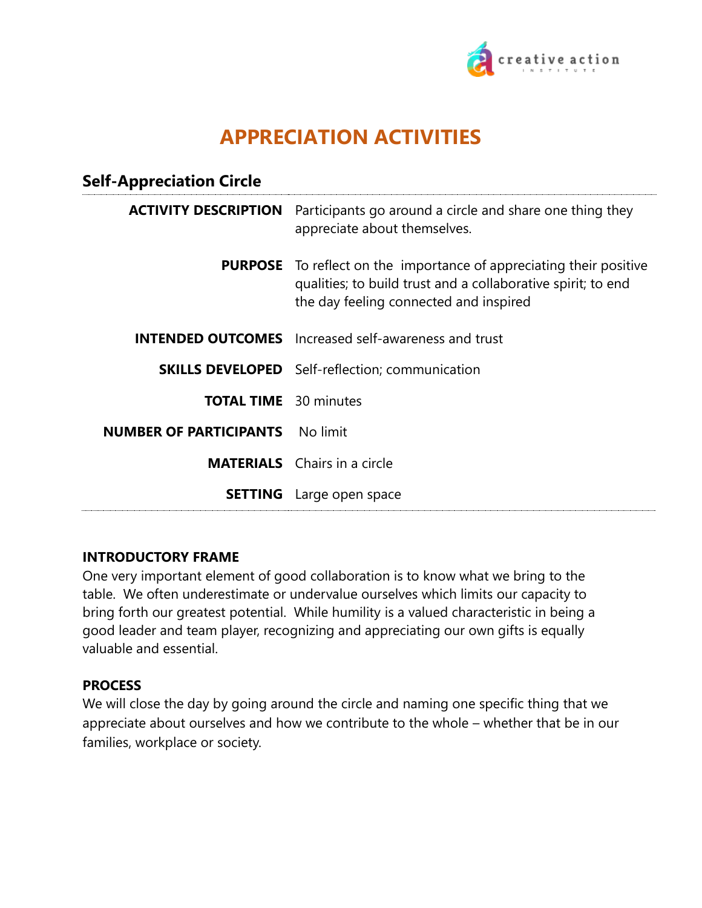# APPRECIATION ACTIVITIES

## Self-Appreciation Circle

| | |
|---|---|
| **ACTIVITY DESCRIPTION** | Participants go around a circle and share one thing they appreciate about themselves. |
| **PURPOSE** | To reflect on the importance of appreciating their positive qualities; to build trust and a collaborative spirit; to end the day feeling connected and inspired |
| **INTENDED OUTCOMES** | Increased self-awareness and trust |
| **SKILLS DEVELOPED** | Self-reflection; communication |
| **TOTAL TIME** | 30 minutes |
| **NUMBER OF PARTICIPANTS** | No limit |
| **MATERIALS** | Chairs in a circle |
| **SETTING** | Large open space |

**INTRODUCTORY FRAME**

One very important element of good collaboration is to know what we bring to the table. We often underestimate or undervalue ourselves which limits our capacity to bring forth our greatest potential. While humility is a valued characteristic in being a good leader and team player, recognizing and appreciating our own gifts is equally valuable and essential.

**PROCESS**

We will close the day by going around the circle and naming one specific thing that we appreciate about ourselves and how we contribute to the whole – whether that be in our families, workplace or society.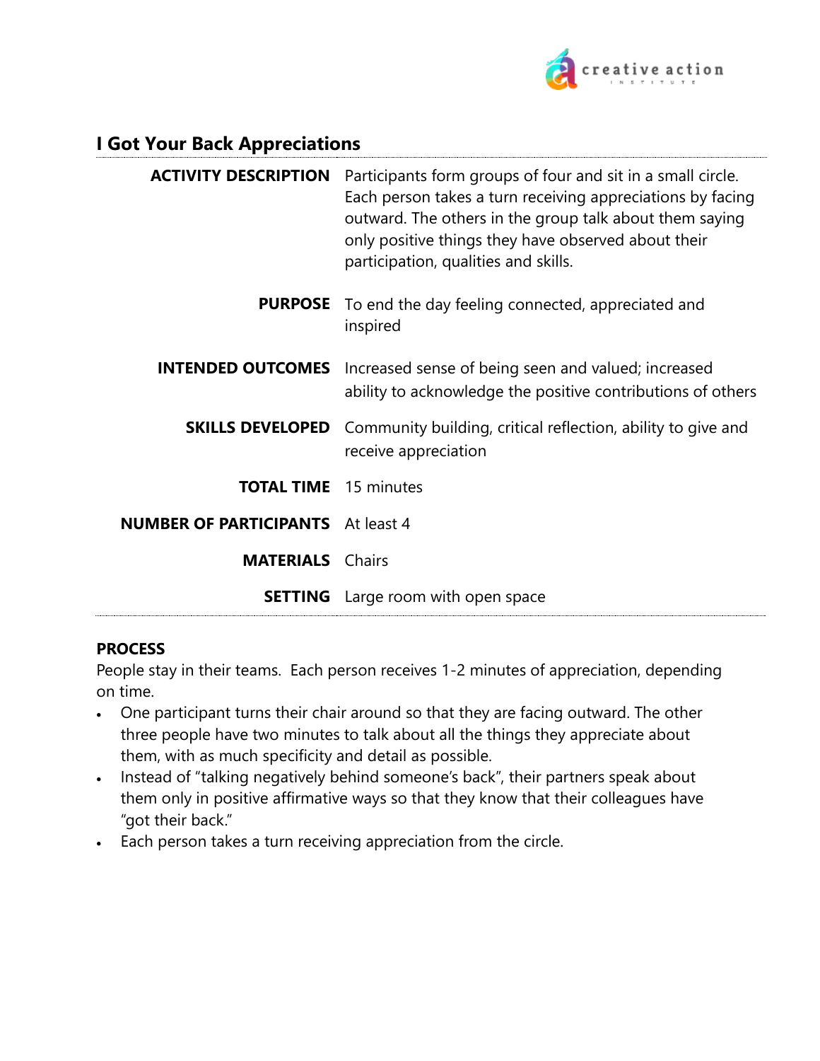## I Got Your Back Appreciations

| | |
|---|---|
| **ACTIVITY DESCRIPTION** | Participants form groups of four and sit in a small circle. Each person takes a turn receiving appreciations by facing outward. The others in the group talk about them saying only positive things they have observed about their participation, qualities and skills. |
| **PURPOSE** | To end the day feeling connected, appreciated and inspired |
| **INTENDED OUTCOMES** | Increased sense of being seen and valued; increased ability to acknowledge the positive contributions of others |
| **SKILLS DEVELOPED** | Community building, critical reflection, ability to give and receive appreciation |
| **TOTAL TIME** | 15 minutes |
| **NUMBER OF PARTICIPANTS** | At least 4 |
| **MATERIALS** | Chairs |
| **SETTING** | Large room with open space |

### PROCESS

People stay in their teams. Each person receives 1-2 minutes of appreciation, depending on time.

- One participant turns their chair around so that they are facing outward. The other three people have two minutes to talk about all the things they appreciate about them, with as much specificity and detail as possible.
- Instead of "talking negatively behind someone's back", their partners speak about them only in positive affirmative ways so that they know that their colleagues have "got their back."
- Each person takes a turn receiving appreciation from the circle.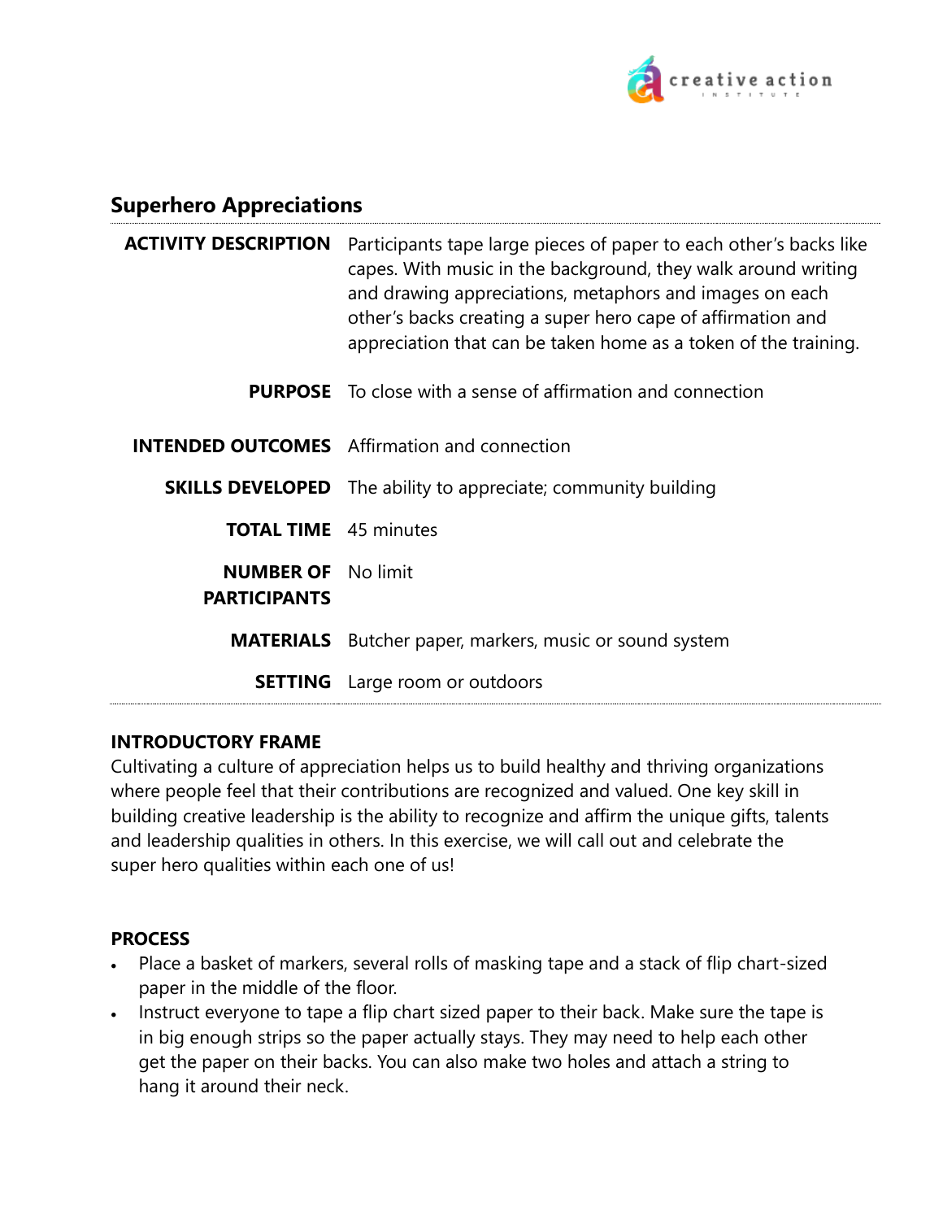## Superhero Appreciations

| | |
|---|---|
| **ACTIVITY DESCRIPTION** | Participants tape large pieces of paper to each other's backs like capes. With music in the background, they walk around writing and drawing appreciations, metaphors and images on each other's backs creating a super hero cape of affirmation and appreciation that can be taken home as a token of the training. |
| **PURPOSE** | To close with a sense of affirmation and connection |
| **INTENDED OUTCOMES** | Affirmation and connection |
| **SKILLS DEVELOPED** | The ability to appreciate; community building |
| **TOTAL TIME** | 45 minutes |
| **NUMBER OF PARTICIPANTS** | No limit |
| **MATERIALS** | Butcher paper, markers, music or sound system |
| **SETTING** | Large room or outdoors |

### INTRODUCTORY FRAME

Cultivating a culture of appreciation helps us to build healthy and thriving organizations where people feel that their contributions are recognized and valued. One key skill in building creative leadership is the ability to recognize and affirm the unique gifts, talents and leadership qualities in others. In this exercise, we will call out and celebrate the super hero qualities within each one of us!

### PROCESS

- Place a basket of markers, several rolls of masking tape and a stack of flip chart-sized paper in the middle of the floor.
- Instruct everyone to tape a flip chart sized paper to their back. Make sure the tape is in big enough strips so the paper actually stays. They may need to help each other get the paper on their backs. You can also make two holes and attach a string to hang it around their neck.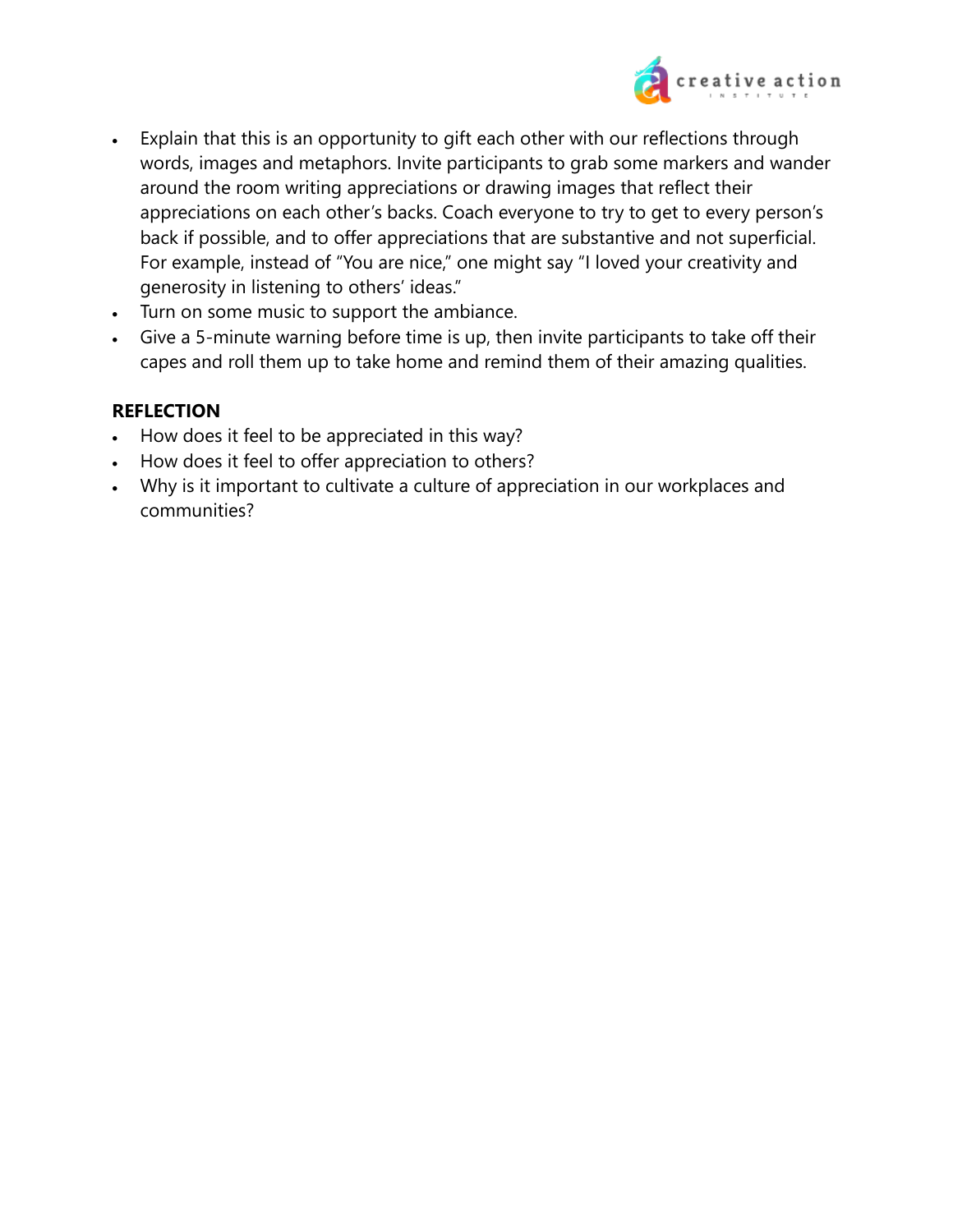- Explain that this is an opportunity to gift each other with our reflections through words, images and metaphors. Invite participants to grab some markers and wander around the room writing appreciations or drawing images that reflect their appreciations on each other's backs. Coach everyone to try to get to every person's back if possible, and to offer appreciations that are substantive and not superficial. For example, instead of "You are nice," one might say "I loved your creativity and generosity in listening to others' ideas."
- Turn on some music to support the ambiance.
- Give a 5-minute warning before time is up, then invite participants to take off their capes and roll them up to take home and remind them of their amazing qualities.

**REFLECTION**

- How does it feel to be appreciated in this way?
- How does it feel to offer appreciation to others?
- Why is it important to cultivate a culture of appreciation in our workplaces and communities?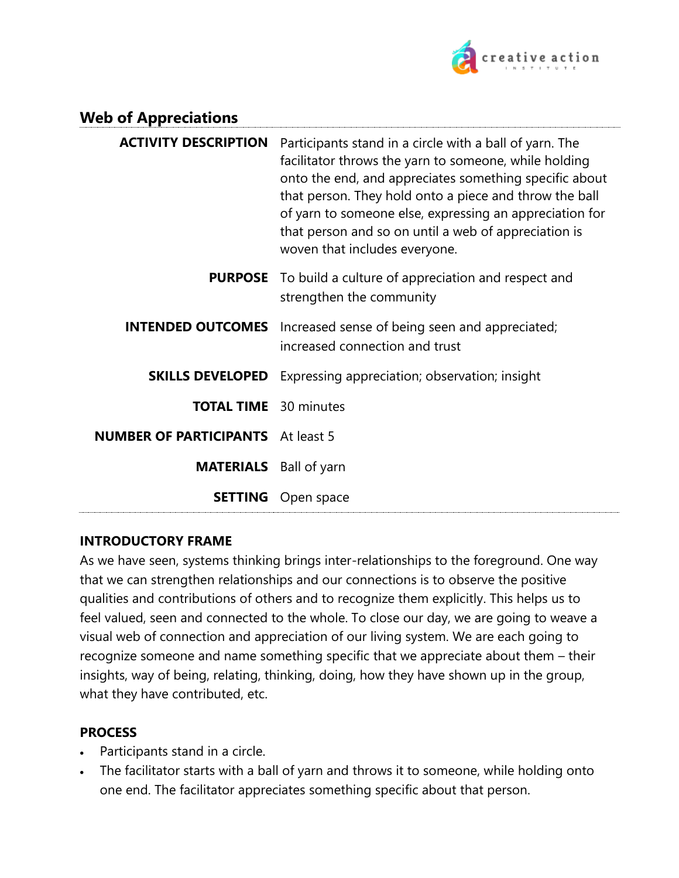## Web of Appreciations

| | |
|---|---|
| **ACTIVITY DESCRIPTION** | Participants stand in a circle with a ball of yarn. The facilitator throws the yarn to someone, while holding onto the end, and appreciates something specific about that person. They hold onto a piece and throw the ball of yarn to someone else, expressing an appreciation for that person and so on until a web of appreciation is woven that includes everyone. |
| **PURPOSE** | To build a culture of appreciation and respect and strengthen the community |
| **INTENDED OUTCOMES** | Increased sense of being seen and appreciated; increased connection and trust |
| **SKILLS DEVELOPED** | Expressing appreciation; observation; insight |
| **TOTAL TIME** | 30 minutes |
| **NUMBER OF PARTICIPANTS** | At least 5 |
| **MATERIALS** | Ball of yarn |
| **SETTING** | Open space |

**INTRODUCTORY FRAME**

As we have seen, systems thinking brings inter-relationships to the foreground. One way that we can strengthen relationships and our connections is to observe the positive qualities and contributions of others and to recognize them explicitly. This helps us to feel valued, seen and connected to the whole. To close our day, we are going to weave a visual web of connection and appreciation of our living system. We are each going to recognize someone and name something specific that we appreciate about them – their insights, way of being, relating, thinking, doing, how they have shown up in the group, what they have contributed, etc.

**PROCESS**

- Participants stand in a circle.
- The facilitator starts with a ball of yarn and throws it to someone, while holding onto one end. The facilitator appreciates something specific about that person.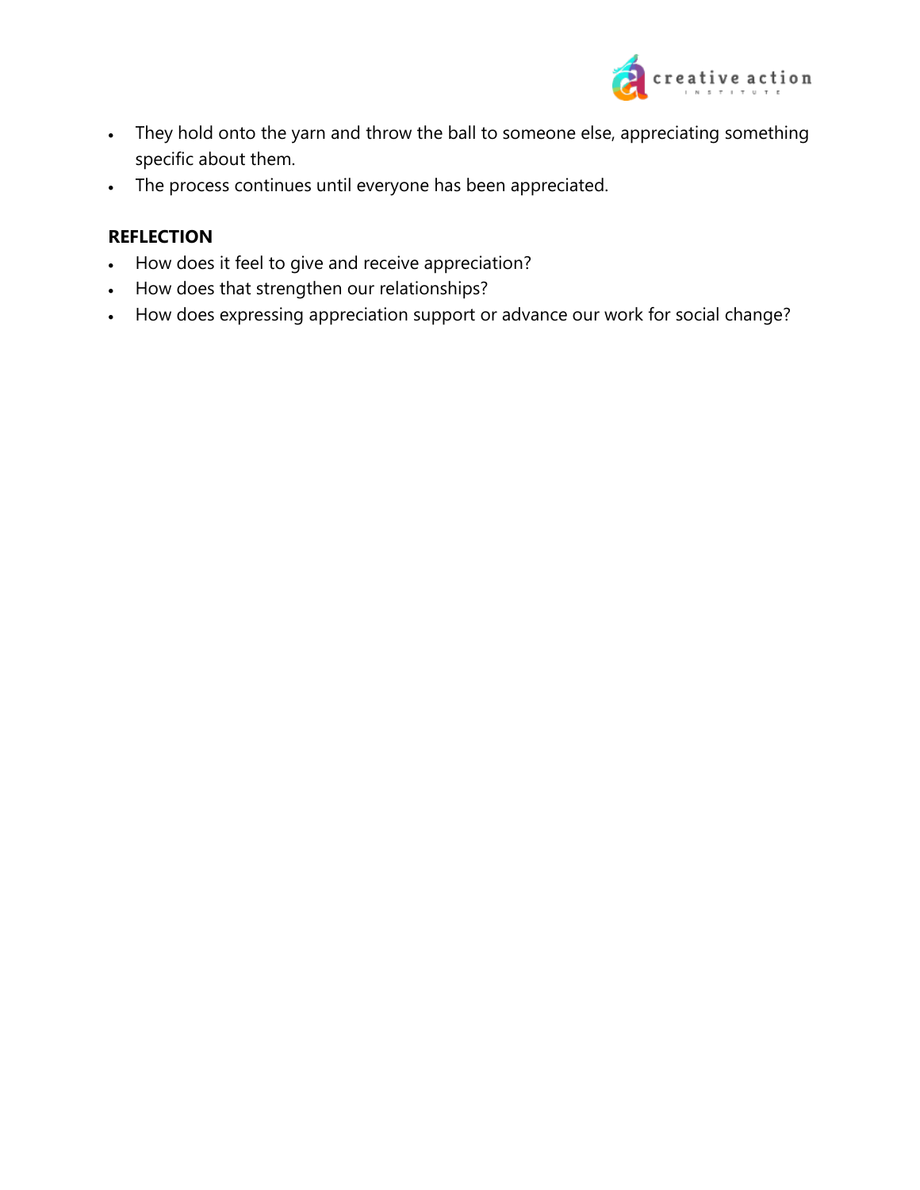- They hold onto the yarn and throw the ball to someone else, appreciating something specific about them.
- The process continues until everyone has been appreciated.

**REFLECTION**

- How does it feel to give and receive appreciation?
- How does that strengthen our relationships?
- How does expressing appreciation support or advance our work for social change?